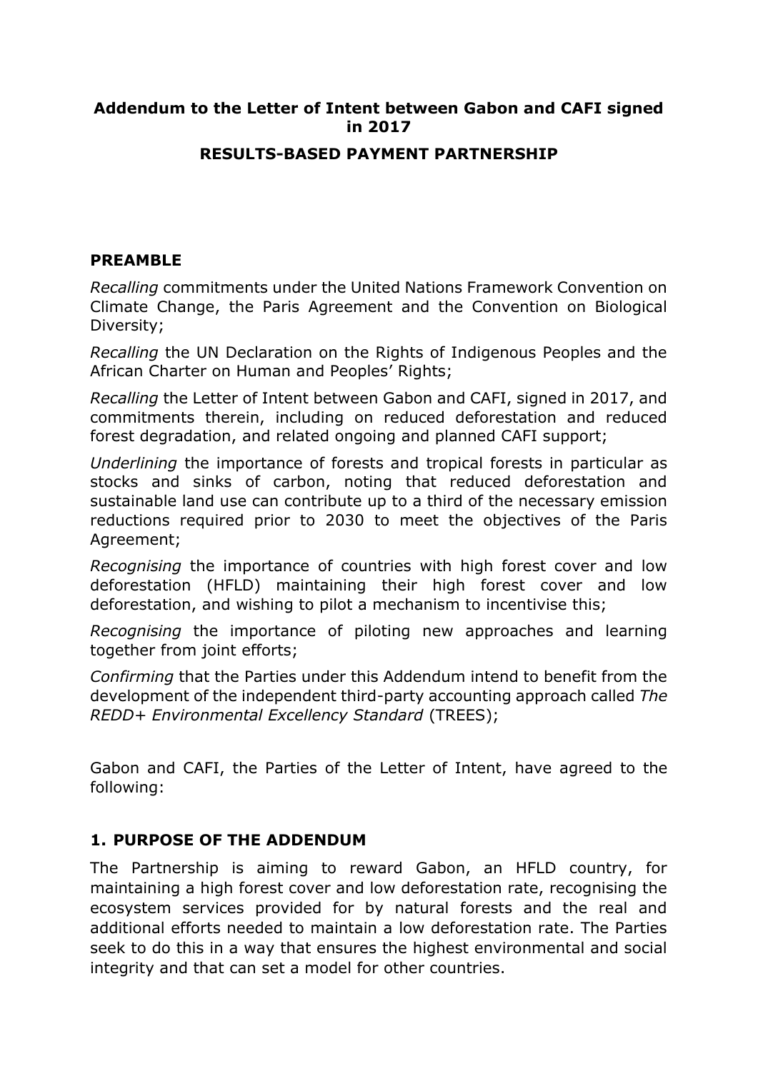# Addendum to the Letter of Intent between Gabon and CAFI signed in 2017

## RESULTS-BASED PAYMENT PARTNERSHIP

## PREAMBLE

*Recalling* commitments under the United Nations Framework Convention on Climate Change, the Paris Agreement and the Convention on Biological Diversity;

*Recalling* the UN Declaration on the Rights of Indigenous Peoples and the African Charter on Human and Peoples' Rights;

*Recalling* the Letter of Intent between Gabon and CAFI, signed in 2017, and commitments therein, including on reduced deforestation and reduced forest degradation, and related ongoing and planned CAFI support;

*Underlining* the importance of forests and tropical forests in particular as stocks and sinks of carbon, noting that reduced deforestation and sustainable land use can contribute up to a third of the necessary emission reductions required prior to 2030 to meet the objectives of the Paris Agreement;

*Recognising* the importance of countries with high forest cover and low deforestation (HFLD) maintaining their high forest cover and low deforestation, and wishing to pilot a mechanism to incentivise this;

*Recognising* the importance of piloting new approaches and learning together from joint efforts;

*Confirming* that the Parties under this Addendum intend to benefit from the development of the independent third-party accounting approach called *The REDD+ Environmental Excellency Standard* (TREES);

Gabon and CAFI, the Parties of the Letter of Intent, have agreed to the following:

## 1. PURPOSE OF THE ADDENDUM

The Partnership is aiming to reward Gabon, an HFLD country, for maintaining a high forest cover and low deforestation rate, recognising the ecosystem services provided for by natural forests and the real and additional efforts needed to maintain a low deforestation rate. The Parties seek to do this in a way that ensures the highest environmental and social integrity and that can set a model for other countries.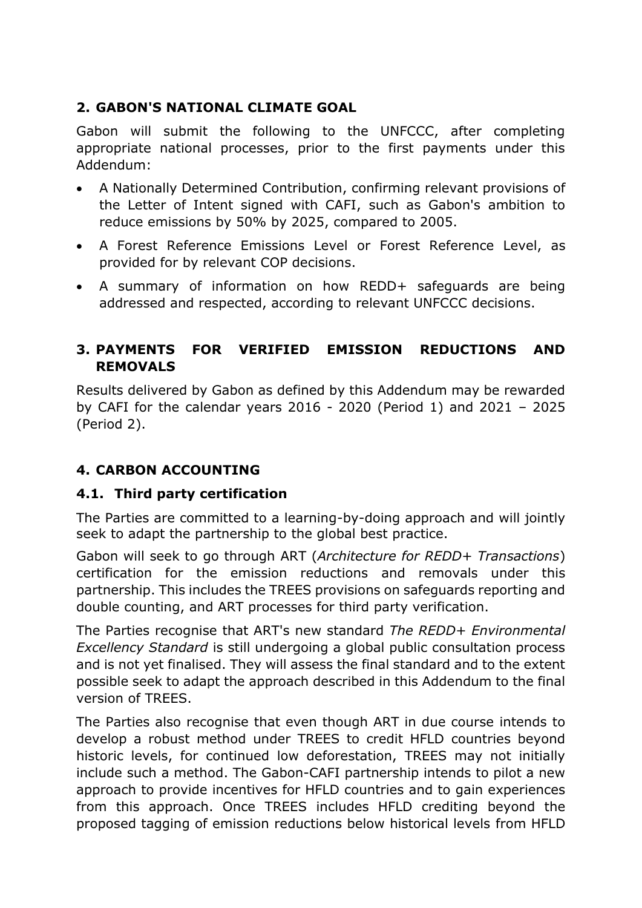## 2. GABON'S NATIONAL CLIMATE GOAL

Gabon will submit the following to the UNFCCC, after completing appropriate national processes, prior to the first payments under this Addendum:

- A Nationally Determined Contribution, confirming relevant provisions of the Letter of Intent signed with CAFI, such as Gabon's ambition to reduce emissions by 50% by 2025, compared to 2005.
- A Forest Reference Emissions Level or Forest Reference Level, as provided for by relevant COP decisions.
- A summary of information on how REDD+ safeguards are being addressed and respected, according to relevant UNFCCC decisions.

## 3. PAYMENTS FOR VERIFIED EMISSION REDUCTIONS AND REMOVALS

Results delivered by Gabon as defined by this Addendum may be rewarded by CAFI for the calendar years 2016 - 2020 (Period 1) and 2021 – 2025 (Period 2).

## 4. CARBON ACCOUNTING

### 4.1. Third party certification

The Parties are committed to a learning-by-doing approach and will jointly seek to adapt the partnership to the global best practice.

Gabon will seek to go through ART (*Architecture for REDD+ Transactions*) certification for the emission reductions and removals under this partnership. This includes the TREES provisions on safeguards reporting and double counting, and ART processes for third party verification.

The Parties recognise that ART's new standard *The REDD+ Environmental Excellency Standard* is still undergoing a global public consultation process and is not yet finalised. They will assess the final standard and to the extent possible seek to adapt the approach described in this Addendum to the final version of TREES.

The Parties also recognise that even though ART in due course intends to develop a robust method under TREES to credit HFLD countries beyond historic levels, for continued low deforestation, TREES may not initially include such a method. The Gabon-CAFI partnership intends to pilot a new approach to provide incentives for HFLD countries and to gain experiences from this approach. Once TREES includes HFLD crediting beyond the proposed tagging of emission reductions below historical levels from HFLD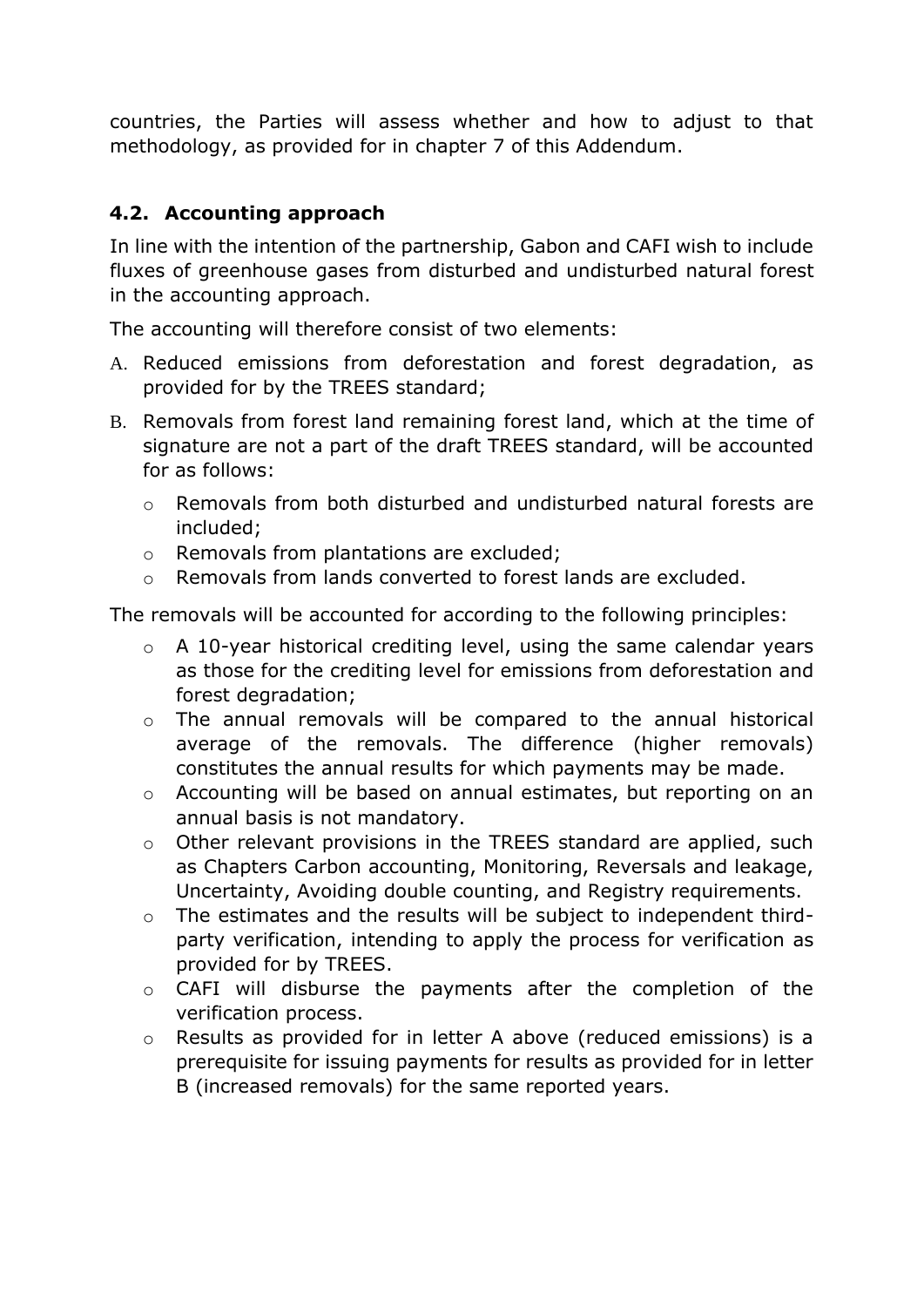countries, the Parties will assess whether and how to adjust to that methodology, as provided for in chapter 7 of this Addendum.

### 4.2. Accounting approach

In line with the intention of the partnership, Gabon and CAFI wish to include fluxes of greenhouse gases from disturbed and undisturbed natural forest in the accounting approach.

The accounting will therefore consist of two elements:

A. Reduced emissions from deforestation and forest degradation, as provided for by the TREES standard;

B. Removals from forest land remaining forest land, which at the time of signature are not a part of the draft TREES standard, will be accounted for as follows:

   - Removals from both disturbed and undisturbed natural forests are included;
   - Removals from plantations are excluded;
   - Removals from lands converted to forest lands are excluded.

The removals will be accounted for according to the following principles:

- A 10-year historical crediting level, using the same calendar years as those for the crediting level for emissions from deforestation and forest degradation;
- The annual removals will be compared to the annual historical average of the removals. The difference (higher removals) constitutes the annual results for which payments may be made.
- Accounting will be based on annual estimates, but reporting on an annual basis is not mandatory.
- Other relevant provisions in the TREES standard are applied, such as Chapters Carbon accounting, Monitoring, Reversals and leakage, Uncertainty, Avoiding double counting, and Registry requirements.
- The estimates and the results will be subject to independent third-party verification, intending to apply the process for verification as provided for by TREES.
- CAFI will disburse the payments after the completion of the verification process.
- Results as provided for in letter A above (reduced emissions) is a prerequisite for issuing payments for results as provided for in letter B (increased removals) for the same reported years.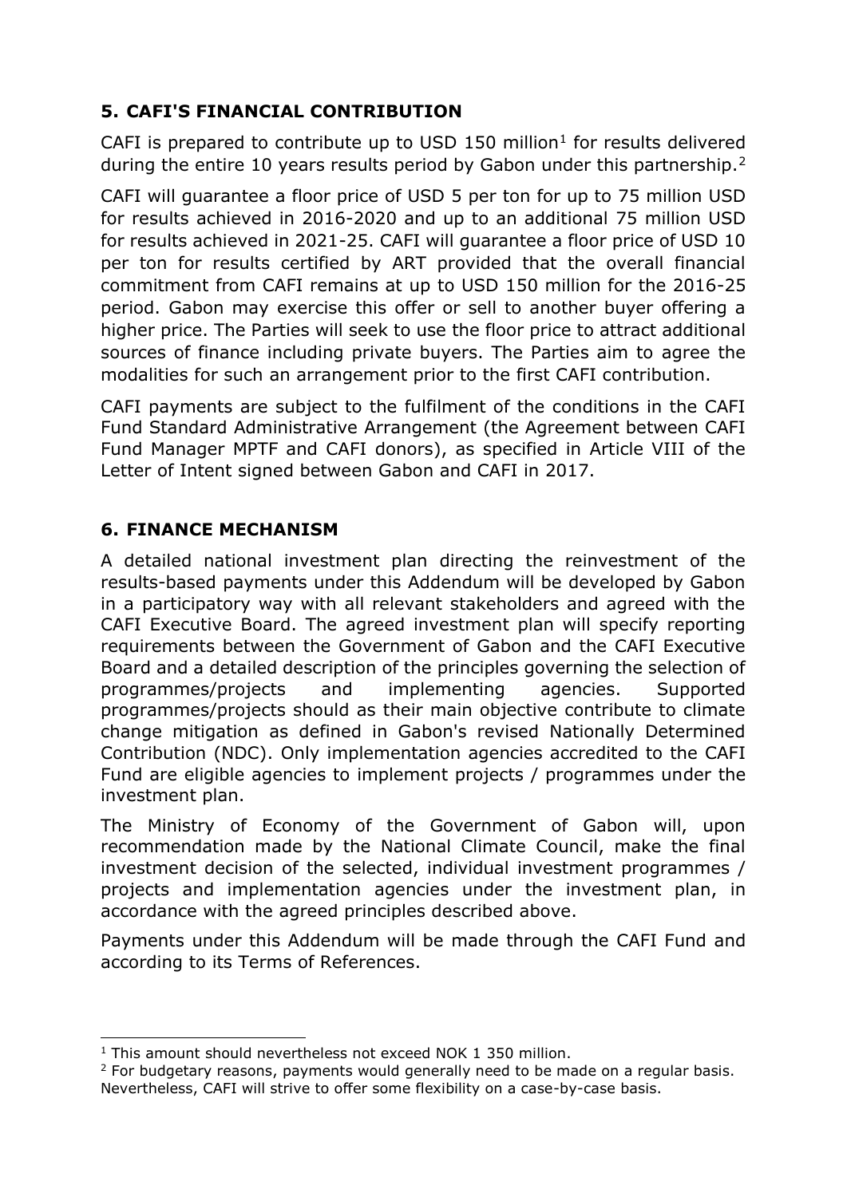## 5. CAFI'S FINANCIAL CONTRIBUTION

CAFI is prepared to contribute up to USD 150 million[1] for results delivered during the entire 10 years results period by Gabon under this partnership.[2]

CAFI will guarantee a floor price of USD 5 per ton for up to 75 million USD for results achieved in 2016-2020 and up to an additional 75 million USD for results achieved in 2021-25. CAFI will guarantee a floor price of USD 10 per ton for results certified by ART provided that the overall financial commitment from CAFI remains at up to USD 150 million for the 2016-25 period. Gabon may exercise this offer or sell to another buyer offering a higher price. The Parties will seek to use the floor price to attract additional sources of finance including private buyers. The Parties aim to agree the modalities for such an arrangement prior to the first CAFI contribution.

CAFI payments are subject to the fulfilment of the conditions in the CAFI Fund Standard Administrative Arrangement (the Agreement between CAFI Fund Manager MPTF and CAFI donors), as specified in Article VIII of the Letter of Intent signed between Gabon and CAFI in 2017.

## 6. FINANCE MECHANISM

A detailed national investment plan directing the reinvestment of the results-based payments under this Addendum will be developed by Gabon in a participatory way with all relevant stakeholders and agreed with the CAFI Executive Board. The agreed investment plan will specify reporting requirements between the Government of Gabon and the CAFI Executive Board and a detailed description of the principles governing the selection of programmes/projects and implementing agencies. Supported programmes/projects should as their main objective contribute to climate change mitigation as defined in Gabon's revised Nationally Determined Contribution (NDC). Only implementation agencies accredited to the CAFI Fund are eligible agencies to implement projects / programmes under the investment plan.

The Ministry of Economy of the Government of Gabon will, upon recommendation made by the National Climate Council, make the final investment decision of the selected, individual investment programmes / projects and implementation agencies under the investment plan, in accordance with the agreed principles described above.

Payments under this Addendum will be made through the CAFI Fund and according to its Terms of References.

---

[1] This amount should nevertheless not exceed NOK 1 350 million.

[2] For budgetary reasons, payments would generally need to be made on a regular basis. Nevertheless, CAFI will strive to offer some flexibility on a case-by-case basis.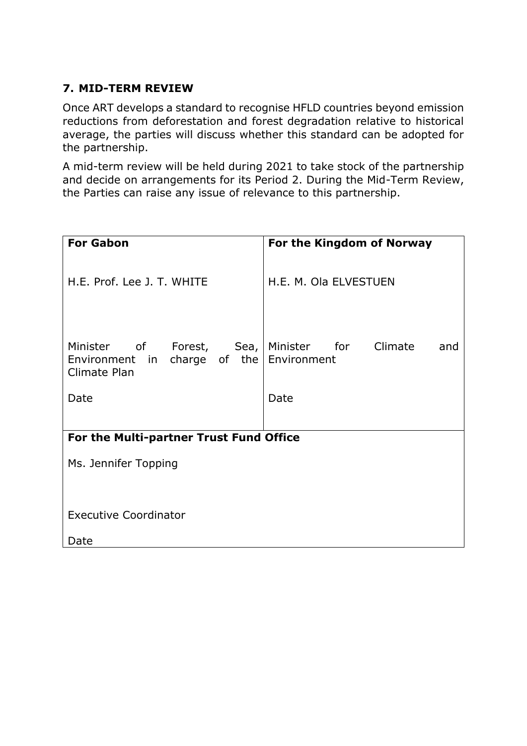## 7. MID-TERM REVIEW

Once ART develops a standard to recognise HFLD countries beyond emission reductions from deforestation and forest degradation relative to historical average, the parties will discuss whether this standard can be adopted for the partnership.

A mid-term review will be held during 2021 to take stock of the partnership and decide on arrangements for its Period 2. During the Mid-Term Review, the Parties can raise any issue of relevance to this partnership.

| **For Gabon** | **For the Kingdom of Norway** |
|---|---|
| H.E. Prof. Lee J. T. WHITE | H.E. M. Ola ELVESTUEN |
| Minister of Forest, Sea, Environment in charge of the Climate Plan | Minister for Climate and Environment |
| Date | Date |
| **For the Multi-partner Trust Fund Office** | |
| Ms. Jennifer Topping | |
| Executive Coordinator | |
| Date | |